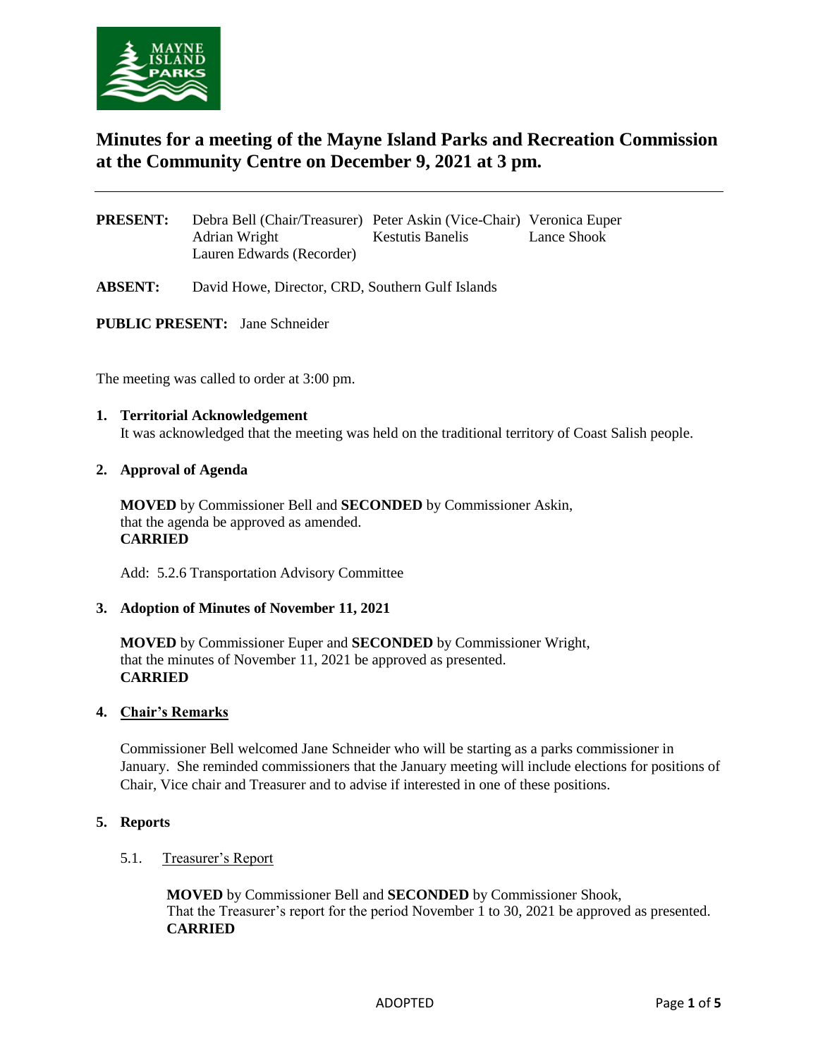# Minutes for a meeting of the Mayne Island Parks and Recreation Commission at the Community Centre on December 9, 2021 at 3 pm.

**PRESENT:** Debra Bell (Chair/Treasurer), Peter Askin (Vice-Chair), Veronica Euper, Adrian Wright, Kestutis Banelis, Lance Shook, Lauren Edwards (Recorder)

**ABSENT:** David Howe, Director, CRD, Southern Gulf Islands

**PUBLIC PRESENT:** Jane Schneider

The meeting was called to order at 3:00 pm.

## 1. Territorial Acknowledgement

It was acknowledged that the meeting was held on the traditional territory of Coast Salish people.

## 2. Approval of Agenda

**MOVED** by Commissioner Bell and **SECONDED** by Commissioner Askin,
that the agenda be approved as amended.
**CARRIED**

Add: 5.2.6 Transportation Advisory Committee

## 3. Adoption of Minutes of November 11, 2021

**MOVED** by Commissioner Euper and **SECONDED** by Commissioner Wright,
that the minutes of November 11, 2021 be approved as presented.
**CARRIED**

## 4. Chair's Remarks

Commissioner Bell welcomed Jane Schneider who will be starting as a parks commissioner in January. She reminded commissioners that the January meeting will include elections for positions of Chair, Vice chair and Treasurer and to advise if interested in one of these positions.

## 5. Reports

### 5.1. Treasurer's Report

**MOVED** by Commissioner Bell and **SECONDED** by Commissioner Shook,
That the Treasurer's report for the period November 1 to 30, 2021 be approved as presented.
**CARRIED**

ADOPTED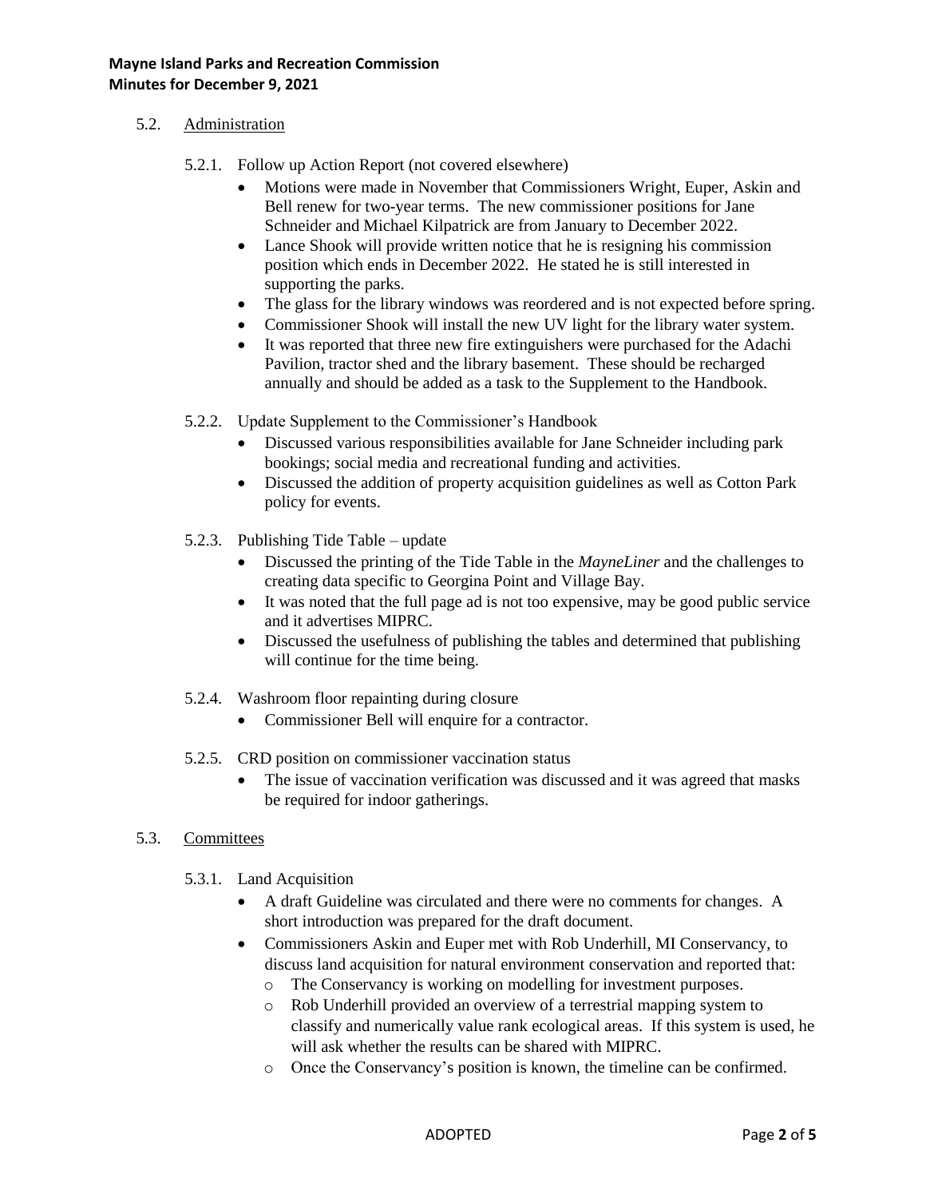### 5.2. Administration

#### 5.2.1. Follow up Action Report (not covered elsewhere)

- Motions were made in November that Commissioners Wright, Euper, Askin and Bell renew for two-year terms. The new commissioner positions for Jane Schneider and Michael Kilpatrick are from January to December 2022.
- Lance Shook will provide written notice that he is resigning his commission position which ends in December 2022. He stated he is still interested in supporting the parks.
- The glass for the library windows was reordered and is not expected before spring.
- Commissioner Shook will install the new UV light for the library water system.
- It was reported that three new fire extinguishers were purchased for the Adachi Pavilion, tractor shed and the library basement. These should be recharged annually and should be added as a task to the Supplement to the Handbook.

#### 5.2.2. Update Supplement to the Commissioner's Handbook

- Discussed various responsibilities available for Jane Schneider including park bookings; social media and recreational funding and activities.
- Discussed the addition of property acquisition guidelines as well as Cotton Park policy for events.

#### 5.2.3. Publishing Tide Table – update

- Discussed the printing of the Tide Table in the *MayneLiner* and the challenges to creating data specific to Georgina Point and Village Bay.
- It was noted that the full page ad is not too expensive, may be good public service and it advertises MIPRC.
- Discussed the usefulness of publishing the tables and determined that publishing will continue for the time being.

#### 5.2.4. Washroom floor repainting during closure

- Commissioner Bell will enquire for a contractor.

#### 5.2.5. CRD position on commissioner vaccination status

- The issue of vaccination verification was discussed and it was agreed that masks be required for indoor gatherings.

### 5.3. Committees

#### 5.3.1. Land Acquisition

- A draft Guideline was circulated and there were no comments for changes. A short introduction was prepared for the draft document.
- Commissioners Askin and Euper met with Rob Underhill, MI Conservancy, to discuss land acquisition for natural environment conservation and reported that:
  - The Conservancy is working on modelling for investment purposes.
  - Rob Underhill provided an overview of a terrestrial mapping system to classify and numerically value rank ecological areas. If this system is used, he will ask whether the results can be shared with MIPRC.
  - Once the Conservancy's position is known, the timeline can be confirmed.

ADOPTED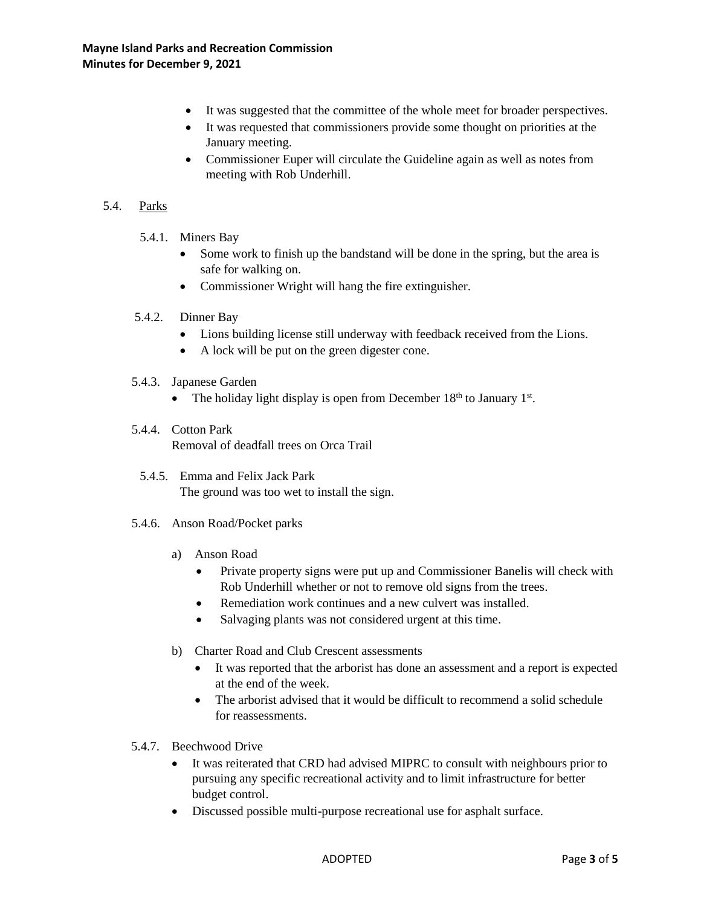- It was suggested that the committee of the whole meet for broader perspectives.
- It was requested that commissioners provide some thought on priorities at the January meeting.
- Commissioner Euper will circulate the Guideline again as well as notes from meeting with Rob Underhill.

### 5.4. Parks

#### 5.4.1. Miners Bay

- Some work to finish up the bandstand will be done in the spring, but the area is safe for walking on.
- Commissioner Wright will hang the fire extinguisher.

#### 5.4.2. Dinner Bay

- Lions building license still underway with feedback received from the Lions.
- A lock will be put on the green digester cone.

#### 5.4.3. Japanese Garden

- The holiday light display is open from December 18th to January 1st.

#### 5.4.4. Cotton Park

Removal of deadfall trees on Orca Trail

#### 5.4.5. Emma and Felix Jack Park

The ground was too wet to install the sign.

#### 5.4.6. Anson Road/Pocket parks

a) Anson Road

- Private property signs were put up and Commissioner Banelis will check with Rob Underhill whether or not to remove old signs from the trees.
- Remediation work continues and a new culvert was installed.
- Salvaging plants was not considered urgent at this time.

b) Charter Road and Club Crescent assessments

- It was reported that the arborist has done an assessment and a report is expected at the end of the week.
- The arborist advised that it would be difficult to recommend a solid schedule for reassessments.

#### 5.4.7. Beechwood Drive

- It was reiterated that CRD had advised MIPRC to consult with neighbours prior to pursuing any specific recreational activity and to limit infrastructure for better budget control.
- Discussed possible multi-purpose recreational use for asphalt surface.

ADOPTED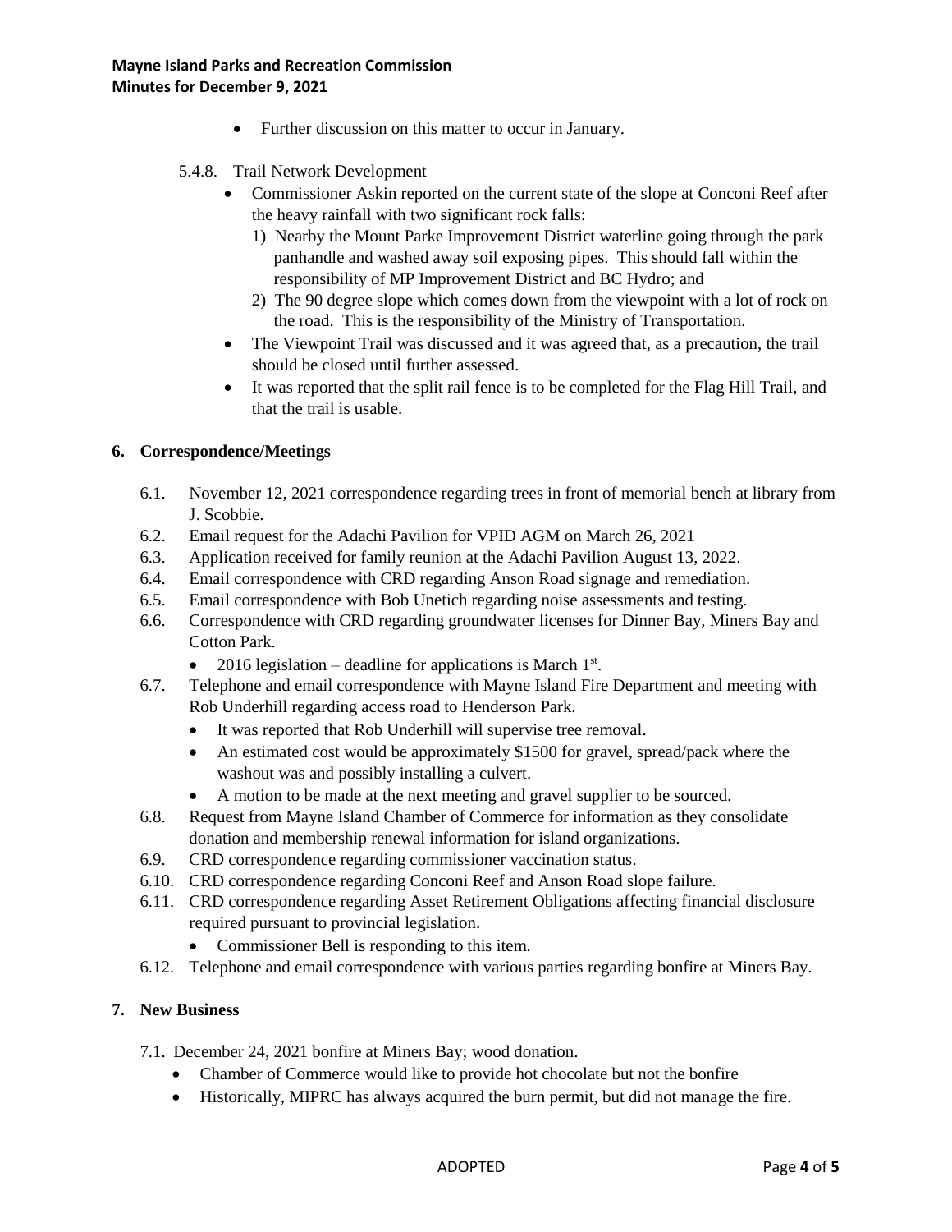- Further discussion on this matter to occur in January.

5.4.8. Trail Network Development

- Commissioner Askin reported on the current state of the slope at Conconi Reef after the heavy rainfall with two significant rock falls:
  1) Nearby the Mount Parke Improvement District waterline going through the park panhandle and washed away soil exposing pipes. This should fall within the responsibility of MP Improvement District and BC Hydro; and
  2) The 90 degree slope which comes down from the viewpoint with a lot of rock on the road. This is the responsibility of the Ministry of Transportation.
- The Viewpoint Trail was discussed and it was agreed that, as a precaution, the trail should be closed until further assessed.
- It was reported that the split rail fence is to be completed for the Flag Hill Trail, and that the trail is usable.

## 6. Correspondence/Meetings

6.1. November 12, 2021 correspondence regarding trees in front of memorial bench at library from J. Scobbie.

6.2. Email request for the Adachi Pavilion for VPID AGM on March 26, 2021

6.3. Application received for family reunion at the Adachi Pavilion August 13, 2022.

6.4. Email correspondence with CRD regarding Anson Road signage and remediation.

6.5. Email correspondence with Bob Unetich regarding noise assessments and testing.

6.6. Correspondence with CRD regarding groundwater licenses for Dinner Bay, Miners Bay and Cotton Park.

- 2016 legislation – deadline for applications is March 1st.

6.7. Telephone and email correspondence with Mayne Island Fire Department and meeting with Rob Underhill regarding access road to Henderson Park.

- It was reported that Rob Underhill will supervise tree removal.
- An estimated cost would be approximately $1500 for gravel, spread/pack where the washout was and possibly installing a culvert.
- A motion to be made at the next meeting and gravel supplier to be sourced.

6.8. Request from Mayne Island Chamber of Commerce for information as they consolidate donation and membership renewal information for island organizations.

6.9. CRD correspondence regarding commissioner vaccination status.

6.10. CRD correspondence regarding Conconi Reef and Anson Road slope failure.

6.11. CRD correspondence regarding Asset Retirement Obligations affecting financial disclosure required pursuant to provincial legislation.

- Commissioner Bell is responding to this item.

6.12. Telephone and email correspondence with various parties regarding bonfire at Miners Bay.

## 7. New Business

7.1. December 24, 2021 bonfire at Miners Bay; wood donation.

- Chamber of Commerce would like to provide hot chocolate but not the bonfire
- Historically, MIPRC has always acquired the burn permit, but did not manage the fire.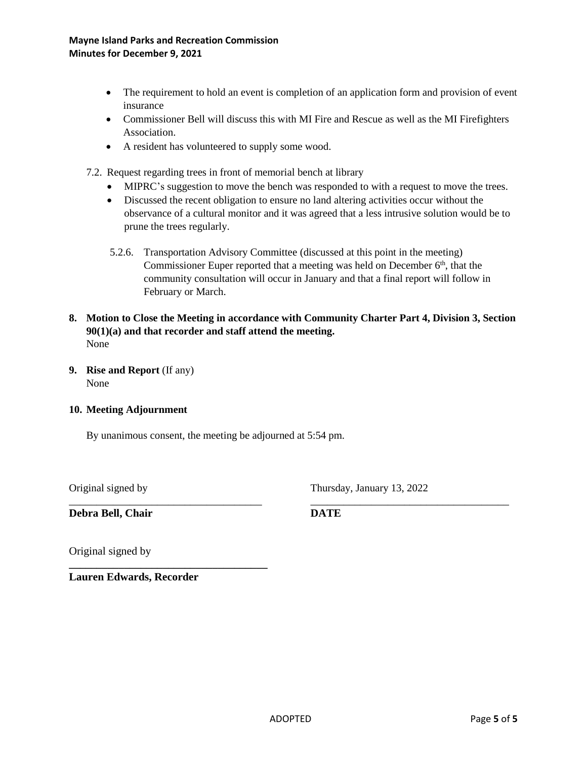- The requirement to hold an event is completion of an application form and provision of event insurance
- Commissioner Bell will discuss this with MI Fire and Rescue as well as the MI Firefighters Association.
- A resident has volunteered to supply some wood.

7.2. Request regarding trees in front of memorial bench at library

- MIPRC's suggestion to move the bench was responded to with a request to move the trees.
- Discussed the recent obligation to ensure no land altering activities occur without the observance of a cultural monitor and it was agreed that a less intrusive solution would be to prune the trees regularly.

5.2.6. Transportation Advisory Committee (discussed at this point in the meeting) Commissioner Euper reported that a meeting was held on December 6th, that the community consultation will occur in January and that a final report will follow in February or March.

**8. Motion to Close the Meeting in accordance with Community Charter Part 4, Division 3, Section 90(1)(a) and that recorder and staff attend the meeting.**
None

**9. Rise and Report** (If any)
None

**10. Meeting Adjournment**

By unanimous consent, the meeting be adjourned at 5:54 pm.

Original signed by
_____________________________________
**Debra Bell, Chair**

Thursday, January 13, 2022
_____________________________________
**DATE**

Original signed by
_____________________________________
**Lauren Edwards, Recorder**

ADOPTED